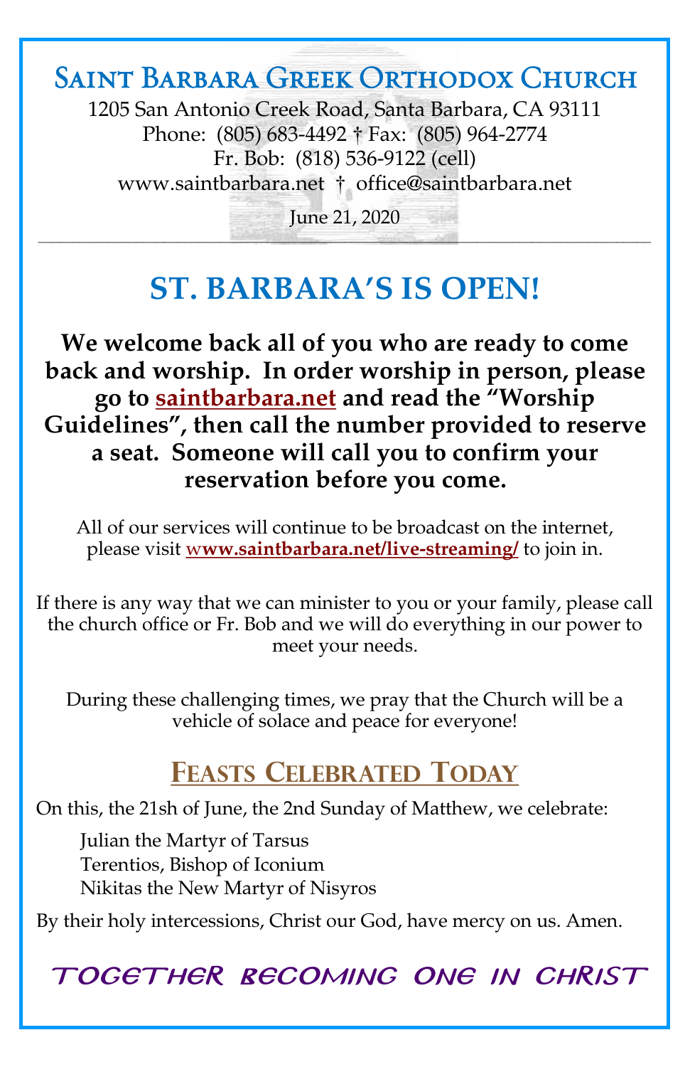# Saint Barbara Greek Orthodox Church

1205 San Antonio Creek Road, Santa Barbara, CA 93111
Phone: (805) 683-4492 † Fax: (805) 964-2774
Fr. Bob: (818) 536-9122 (cell)
www.saintbarbara.net † office@saintbarbara.net

June 21, 2020

---

## ST. BARBARA'S IS OPEN!

**We welcome back all of you who are ready to come back and worship. In order worship in person, please go to saintbarbara.net and read the "Worship Guidelines", then call the number provided to reserve a seat. Someone will call you to confirm your reservation before you come.**

All of our services will continue to be broadcast on the internet, please visit **www.saintbarbara.net/live-streaming/** to join in.

If there is any way that we can minister to you or your family, please call the church office or Fr. Bob and we will do everything in our power to meet your needs.

During these challenging times, we pray that the Church will be a vehicle of solace and peace for everyone!

## Feasts Celebrated Today

On this, the 21sh of June, the 2nd Sunday of Matthew, we celebrate:

- Julian the Martyr of Tarsus
- Terentios, Bishop of Iconium
- Nikitas the New Martyr of Nisyros

By their holy intercessions, Christ our God, have mercy on us. Amen.

*TOGETHER BECOMING ONE IN CHRIST*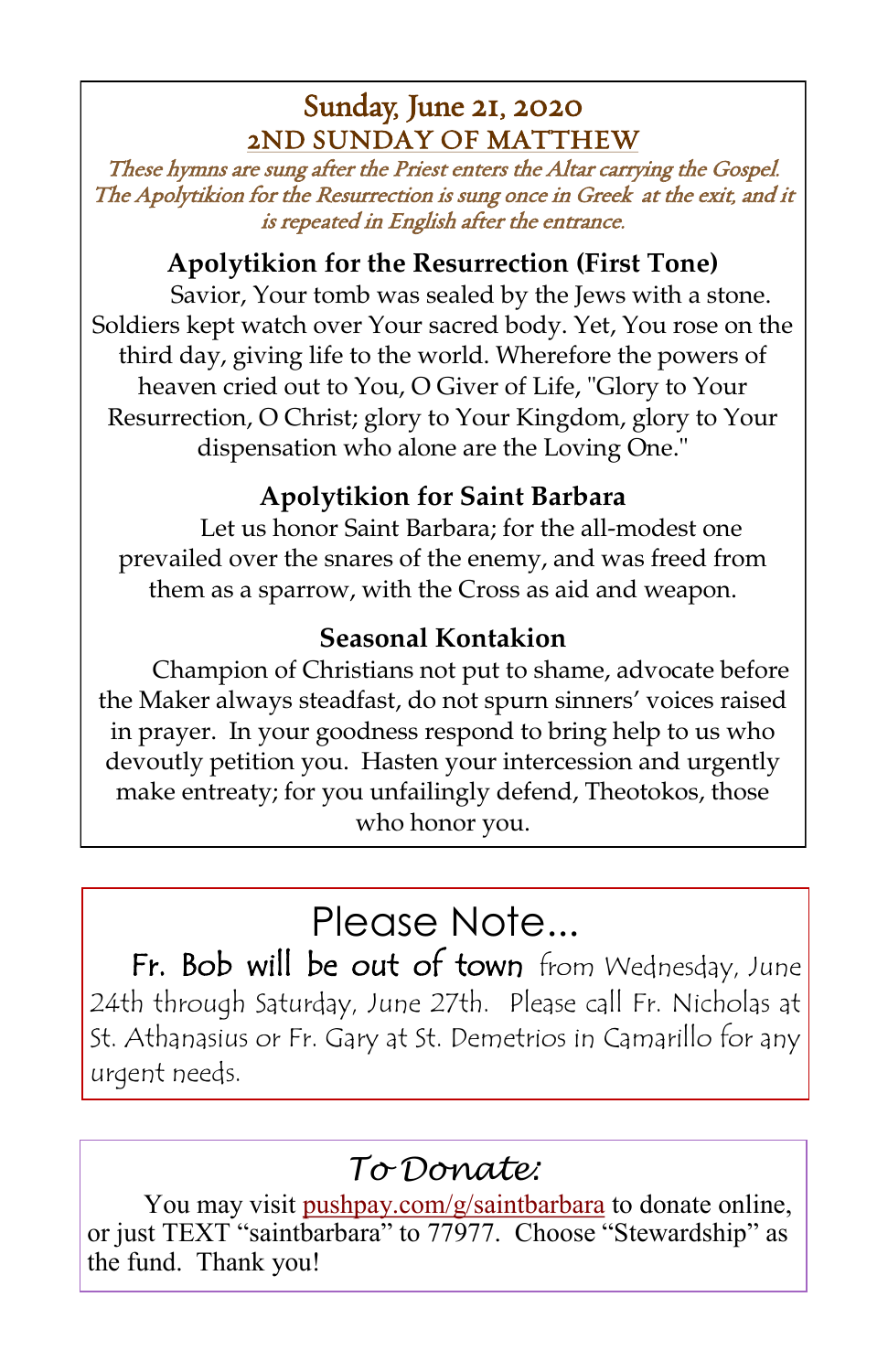## Sunday, June 21, 2020
## 2ND SUNDAY OF MATTHEW

*These hymns are sung after the Priest enters the Altar carrying the Gospel. The Apolytikion for the Resurrection is sung once in Greek at the exit, and it is repeated in English after the entrance.*

### Apolytikion for the Resurrection (First Tone)

Savior, Your tomb was sealed by the Jews with a stone. Soldiers kept watch over Your sacred body. Yet, You rose on the third day, giving life to the world. Wherefore the powers of heaven cried out to You, O Giver of Life, "Glory to Your Resurrection, O Christ; glory to Your Kingdom, glory to Your dispensation who alone are the Loving One."

### Apolytikion for Saint Barbara

Let us honor Saint Barbara; for the all-modest one prevailed over the snares of the enemy, and was freed from them as a sparrow, with the Cross as aid and weapon.

### Seasonal Kontakion

Champion of Christians not put to shame, advocate before the Maker always steadfast, do not spurn sinners' voices raised in prayer. In your goodness respond to bring help to us who devoutly petition you. Hasten your intercession and urgently make entreaty; for you unfailingly defend, Theotokos, those who honor you.

## Please Note...

**Fr. Bob will be out of town** from Wednesday, June 24th through Saturday, June 27th. Please call Fr. Nicholas at St. Athanasius or Fr. Gary at St. Demetrios in Camarillo for any urgent needs.

## *To Donate:*

You may visit pushpay.com/g/saintbarbara to donate online, or just TEXT "saintbarbara" to 77977. Choose "Stewardship" as the fund. Thank you!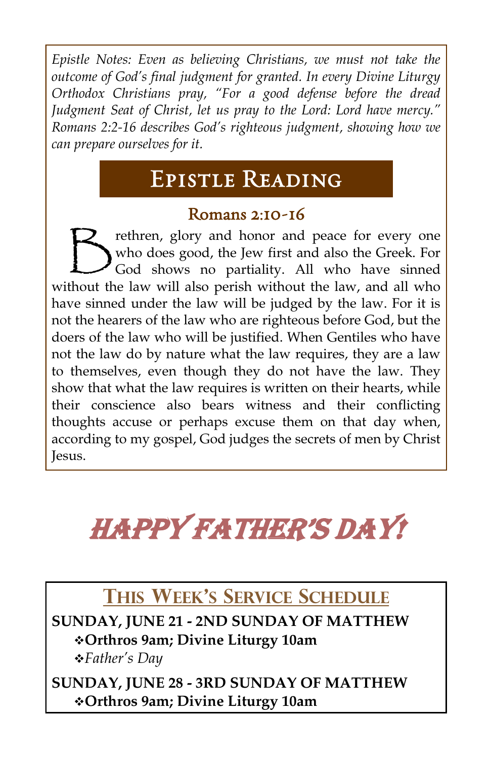*Epistle Notes: Even as believing Christians, we must not take the outcome of God's final judgment for granted. In every Divine Liturgy Orthodox Christians pray, "For a good defense before the dread Judgment Seat of Christ, let us pray to the Lord: Lord have mercy." Romans 2:2-16 describes God's righteous judgment, showing how we can prepare ourselves for it.*

## Epistle Reading

### Romans 2:10-16

Brethren, glory and honor and peace for every one who does good, the Jew first and also the Greek. For God shows no partiality. All who have sinned without the law will also perish without the law, and all who have sinned under the law will be judged by the law. For it is not the hearers of the law who are righteous before God, but the doers of the law who will be justified. When Gentiles who have not the law do by nature what the law requires, they are a law to themselves, even though they do not have the law. They show that what the law requires is written on their hearts, while their conscience also bears witness and their conflicting thoughts accuse or perhaps excuse them on that day when, according to my gospel, God judges the secrets of men by Christ Jesus.

# Happy Father's Day!

## This Week's Service Schedule

**SUNDAY, JUNE 21 - 2ND SUNDAY OF MATTHEW**
- **Orthros 9am; Divine Liturgy 10am**
- *Father's Day*

**SUNDAY, JUNE 28 - 3RD SUNDAY OF MATTHEW**
- **Orthros 9am; Divine Liturgy 10am**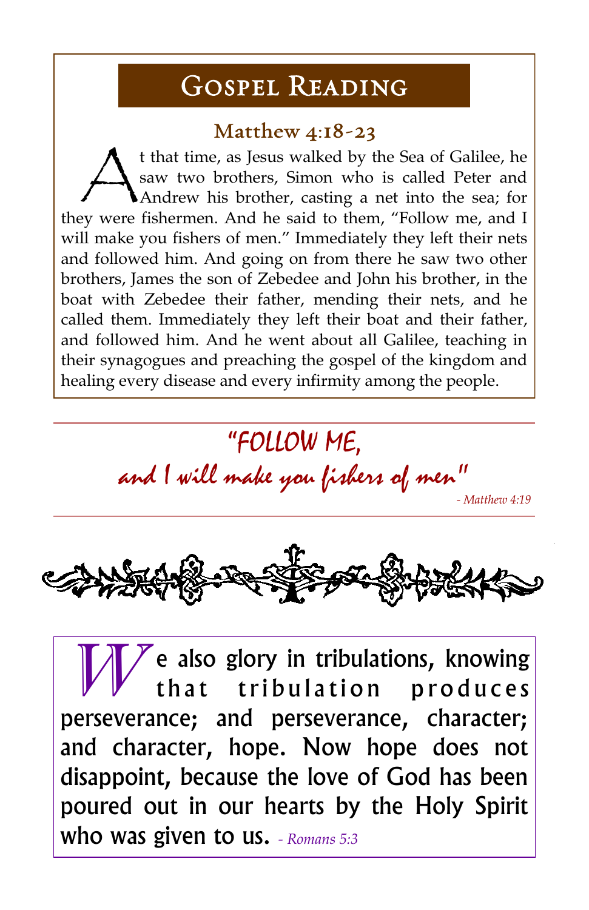## Gospel Reading

### Matthew 4:18-23

At that time, as Jesus walked by the Sea of Galilee, he saw two brothers, Simon who is called Peter and Andrew his brother, casting a net into the sea; for they were fishermen. And he said to them, “Follow me, and I will make you fishers of men.” Immediately they left their nets and followed him. And going on from there he saw two other brothers, James the son of Zebedee and John his brother, in the boat with Zebedee their father, mending their nets, and he called them. Immediately they left their boat and their father, and followed him. And he went about all Galilee, teaching in their synagogues and preaching the gospel of the kingdom and healing every disease and every infirmity among the people.

---

“FOLLOW ME,
*and I will make you fishers of men*”

*- Matthew 4:19*

---

We also glory in tribulations, knowing that tribulation produces perseverance; and perseverance, character; and character, hope. Now hope does not disappoint, because the love of God has been poured out in our hearts by the Holy Spirit who was given to us. *- Romans 5:3*